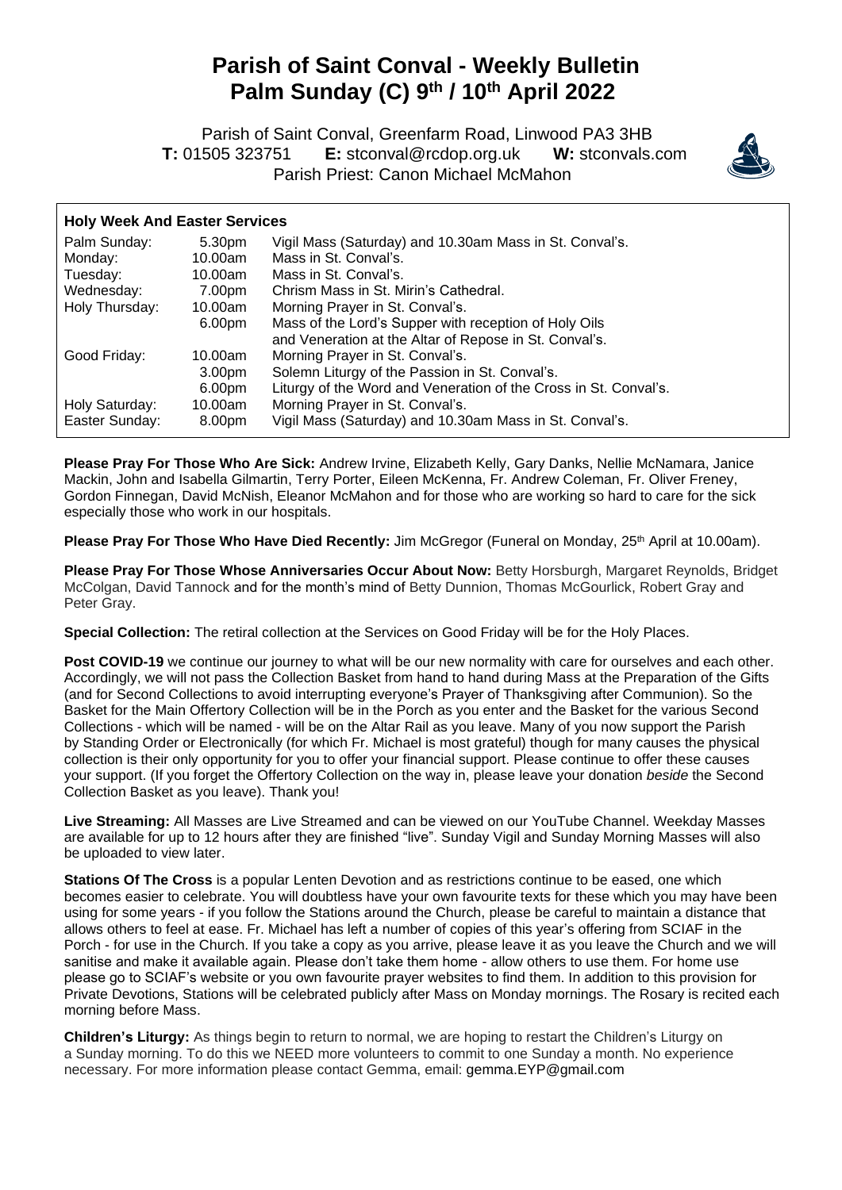# Parish of Saint Conval - Weekly Bulletin
# Palm Sunday (C) 9th / 10th April 2022

Parish of Saint Conval, Greenfarm Road, Linwood PA3 3HB
**T:** 01505 323751 **E:** stconval@rcdop.org.uk **W:** stconvals.com
Parish Priest: Canon Michael McMahon

## Holy Week And Easter Services

| | | |
|---|---|---|
| Palm Sunday: | 5.30pm | Vigil Mass (Saturday) and 10.30am Mass in St. Conval's. |
| Monday: | 10.00am | Mass in St. Conval's. |
| Tuesday: | 10.00am | Mass in St. Conval's. |
| Wednesday: | 7.00pm | Chrism Mass in St. Mirin's Cathedral. |
| Holy Thursday: | 10.00am | Morning Prayer in St. Conval's. |
| | 6.00pm | Mass of the Lord's Supper with reception of Holy Oils and Veneration at the Altar of Repose in St. Conval's. |
| Good Friday: | 10.00am | Morning Prayer in St. Conval's. |
| | 3.00pm | Solemn Liturgy of the Passion in St. Conval's. |
| | 6.00pm | Liturgy of the Word and Veneration of the Cross in St. Conval's. |
| Holy Saturday: | 10.00am | Morning Prayer in St. Conval's. |
| Easter Sunday: | 8.00pm | Vigil Mass (Saturday) and 10.30am Mass in St. Conval's. |

**Please Pray For Those Who Are Sick:** Andrew Irvine, Elizabeth Kelly, Gary Danks, Nellie McNamara, Janice Mackin, John and Isabella Gilmartin, Terry Porter, Eileen McKenna, Fr. Andrew Coleman, Fr. Oliver Freney, Gordon Finnegan, David McNish, Eleanor McMahon and for those who are working so hard to care for the sick especially those who work in our hospitals.

**Please Pray For Those Who Have Died Recently:** Jim McGregor (Funeral on Monday, 25th April at 10.00am).

**Please Pray For Those Whose Anniversaries Occur About Now:** Betty Horsburgh, Margaret Reynolds, Bridget McColgan, David Tannock and for the month's mind of Betty Dunnion, Thomas McGourlick, Robert Gray and Peter Gray.

**Special Collection:** The retiral collection at the Services on Good Friday will be for the Holy Places.

**Post COVID-19** we continue our journey to what will be our new normality with care for ourselves and each other. Accordingly, we will not pass the Collection Basket from hand to hand during Mass at the Preparation of the Gifts (and for Second Collections to avoid interrupting everyone's Prayer of Thanksgiving after Communion). So the Basket for the Main Offertory Collection will be in the Porch as you enter and the Basket for the various Second Collections - which will be named - will be on the Altar Rail as you leave. Many of you now support the Parish by Standing Order or Electronically (for which Fr. Michael is most grateful) though for many causes the physical collection is their only opportunity for you to offer your financial support. Please continue to offer these causes your support. (If you forget the Offertory Collection on the way in, please leave your donation *beside* the Second Collection Basket as you leave). Thank you!

**Live Streaming:** All Masses are Live Streamed and can be viewed on our YouTube Channel. Weekday Masses are available for up to 12 hours after they are finished "live". Sunday Vigil and Sunday Morning Masses will also be uploaded to view later.

**Stations Of The Cross** is a popular Lenten Devotion and as restrictions continue to be eased, one which becomes easier to celebrate. You will doubtless have your own favourite texts for these which you may have been using for some years - if you follow the Stations around the Church, please be careful to maintain a distance that allows others to feel at ease. Fr. Michael has left a number of copies of this year's offering from SCIAF in the Porch - for use in the Church. If you take a copy as you arrive, please leave it as you leave the Church and we will sanitise and make it available again. Please don't take them home - allow others to use them. For home use please go to SCIAF's website or you own favourite prayer websites to find them. In addition to this provision for Private Devotions, Stations will be celebrated publicly after Mass on Monday mornings. The Rosary is recited each morning before Mass.

**Children's Liturgy:** As things begin to return to normal, we are hoping to restart the Children's Liturgy on a Sunday morning. To do this we NEED more volunteers to commit to one Sunday a month. No experience necessary. For more information please contact Gemma, email: gemma.EYP@gmail.com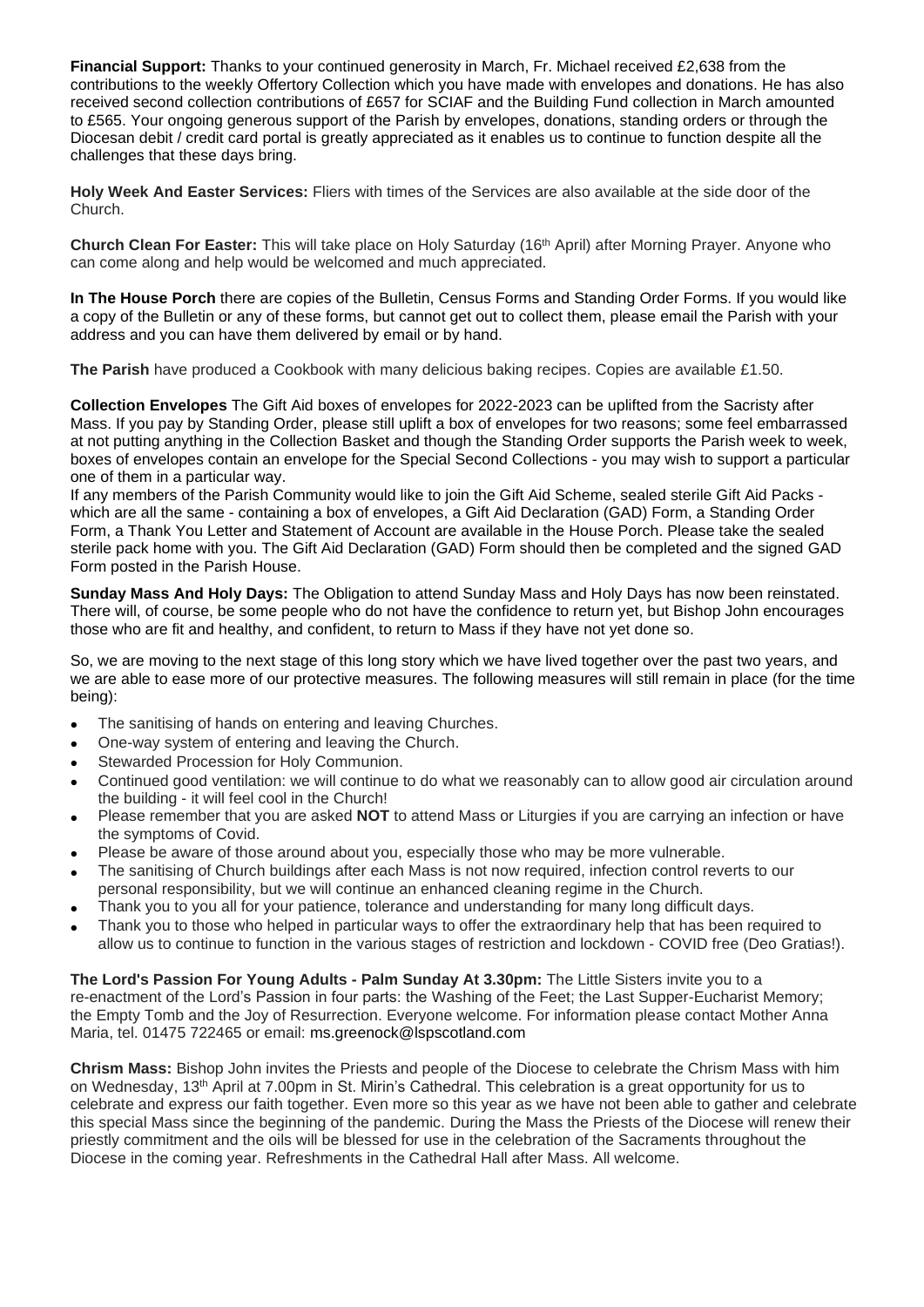**Financial Support:** Thanks to your continued generosity in March, Fr. Michael received £2,638 from the contributions to the weekly Offertory Collection which you have made with envelopes and donations. He has also received second collection contributions of £657 for SCIAF and the Building Fund collection in March amounted to £565. Your ongoing generous support of the Parish by envelopes, donations, standing orders or through the Diocesan debit / credit card portal is greatly appreciated as it enables us to continue to function despite all the challenges that these days bring.

**Holy Week And Easter Services:** Fliers with times of the Services are also available at the side door of the Church.

**Church Clean For Easter:** This will take place on Holy Saturday (16th April) after Morning Prayer. Anyone who can come along and help would be welcomed and much appreciated.

**In The House Porch** there are copies of the Bulletin, Census Forms and Standing Order Forms. If you would like a copy of the Bulletin or any of these forms, but cannot get out to collect them, please email the Parish with your address and you can have them delivered by email or by hand.

**The Parish** have produced a Cookbook with many delicious baking recipes. Copies are available £1.50.

**Collection Envelopes** The Gift Aid boxes of envelopes for 2022-2023 can be uplifted from the Sacristy after Mass. If you pay by Standing Order, please still uplift a box of envelopes for two reasons; some feel embarrassed at not putting anything in the Collection Basket and though the Standing Order supports the Parish week to week, boxes of envelopes contain an envelope for the Special Second Collections - you may wish to support a particular one of them in a particular way.
If any members of the Parish Community would like to join the Gift Aid Scheme, sealed sterile Gift Aid Packs - which are all the same - containing a box of envelopes, a Gift Aid Declaration (GAD) Form, a Standing Order Form, a Thank You Letter and Statement of Account are available in the House Porch. Please take the sealed sterile pack home with you. The Gift Aid Declaration (GAD) Form should then be completed and the signed GAD Form posted in the Parish House.

**Sunday Mass And Holy Days:** The Obligation to attend Sunday Mass and Holy Days has now been reinstated. There will, of course, be some people who do not have the confidence to return yet, but Bishop John encourages those who are fit and healthy, and confident, to return to Mass if they have not yet done so.

So, we are moving to the next stage of this long story which we have lived together over the past two years, and we are able to ease more of our protective measures. The following measures will still remain in place (for the time being):

- The sanitising of hands on entering and leaving Churches.
- One-way system of entering and leaving the Church.
- Stewarded Procession for Holy Communion.
- Continued good ventilation: we will continue to do what we reasonably can to allow good air circulation around the building - it will feel cool in the Church!
- Please remember that you are asked **NOT** to attend Mass or Liturgies if you are carrying an infection or have the symptoms of Covid.
- Please be aware of those around about you, especially those who may be more vulnerable.
- The sanitising of Church buildings after each Mass is not now required, infection control reverts to our personal responsibility, but we will continue an enhanced cleaning regime in the Church.
- Thank you to you all for your patience, tolerance and understanding for many long difficult days.
- Thank you to those who helped in particular ways to offer the extraordinary help that has been required to allow us to continue to function in the various stages of restriction and lockdown - COVID free (Deo Gratias!).

**The Lord's Passion For Young Adults - Palm Sunday At 3.30pm:** The Little Sisters invite you to a re-enactment of the Lord's Passion in four parts: the Washing of the Feet; the Last Supper-Eucharist Memory; the Empty Tomb and the Joy of Resurrection. Everyone welcome. For information please contact Mother Anna Maria, tel. 01475 722465 or email: ms.greenock@lspscotland.com

**Chrism Mass:** Bishop John invites the Priests and people of the Diocese to celebrate the Chrism Mass with him on Wednesday, 13th April at 7.00pm in St. Mirin's Cathedral. This celebration is a great opportunity for us to celebrate and express our faith together. Even more so this year as we have not been able to gather and celebrate this special Mass since the beginning of the pandemic. During the Mass the Priests of the Diocese will renew their priestly commitment and the oils will be blessed for use in the celebration of the Sacraments throughout the Diocese in the coming year. Refreshments in the Cathedral Hall after Mass. All welcome.